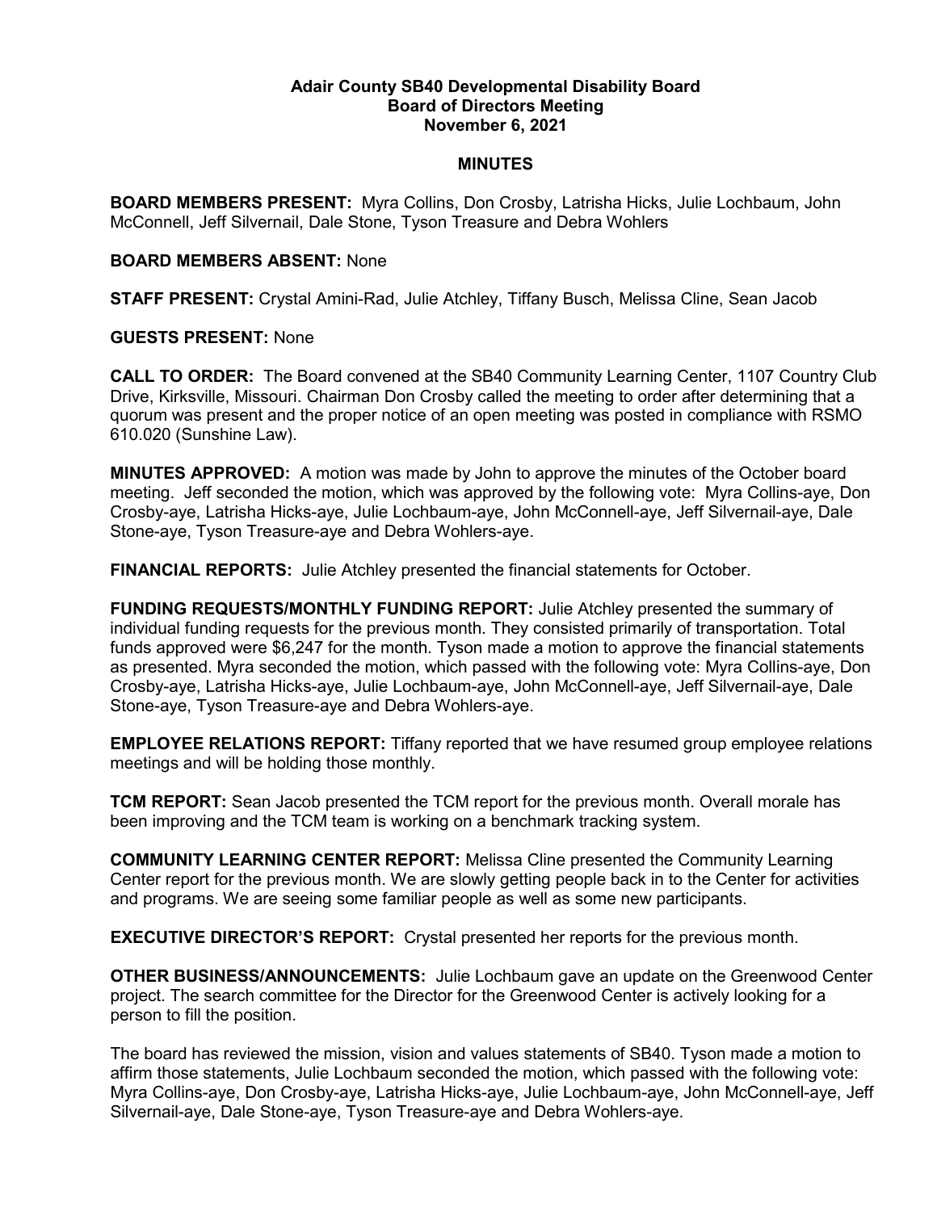# Adair County SB40 Developmental Disability Board
## Board of Directors Meeting
## November 6, 2021

### MINUTES

**BOARD MEMBERS PRESENT:** Myra Collins, Don Crosby, Latrisha Hicks, Julie Lochbaum, John McConnell, Jeff Silvernail, Dale Stone, Tyson Treasure and Debra Wohlers

**BOARD MEMBERS ABSENT:** None

**STAFF PRESENT:** Crystal Amini-Rad, Julie Atchley, Tiffany Busch, Melissa Cline, Sean Jacob

**GUESTS PRESENT:** None

**CALL TO ORDER:** The Board convened at the SB40 Community Learning Center, 1107 Country Club Drive, Kirksville, Missouri. Chairman Don Crosby called the meeting to order after determining that a quorum was present and the proper notice of an open meeting was posted in compliance with RSMO 610.020 (Sunshine Law).

**MINUTES APPROVED:** A motion was made by John to approve the minutes of the October board meeting. Jeff seconded the motion, which was approved by the following vote: Myra Collins-aye, Don Crosby-aye, Latrisha Hicks-aye, Julie Lochbaum-aye, John McConnell-aye, Jeff Silvernail-aye, Dale Stone-aye, Tyson Treasure-aye and Debra Wohlers-aye.

**FINANCIAL REPORTS:** Julie Atchley presented the financial statements for October.

**FUNDING REQUESTS/MONTHLY FUNDING REPORT:** Julie Atchley presented the summary of individual funding requests for the previous month. They consisted primarily of transportation. Total funds approved were $6,247 for the month. Tyson made a motion to approve the financial statements as presented. Myra seconded the motion, which passed with the following vote: Myra Collins-aye, Don Crosby-aye, Latrisha Hicks-aye, Julie Lochbaum-aye, John McConnell-aye, Jeff Silvernail-aye, Dale Stone-aye, Tyson Treasure-aye and Debra Wohlers-aye.

**EMPLOYEE RELATIONS REPORT:** Tiffany reported that we have resumed group employee relations meetings and will be holding those monthly.

**TCM REPORT:** Sean Jacob presented the TCM report for the previous month. Overall morale has been improving and the TCM team is working on a benchmark tracking system.

**COMMUNITY LEARNING CENTER REPORT:** Melissa Cline presented the Community Learning Center report for the previous month. We are slowly getting people back in to the Center for activities and programs. We are seeing some familiar people as well as some new participants.

**EXECUTIVE DIRECTOR'S REPORT:** Crystal presented her reports for the previous month.

**OTHER BUSINESS/ANNOUNCEMENTS:** Julie Lochbaum gave an update on the Greenwood Center project. The search committee for the Director for the Greenwood Center is actively looking for a person to fill the position.

The board has reviewed the mission, vision and values statements of SB40. Tyson made a motion to affirm those statements, Julie Lochbaum seconded the motion, which passed with the following vote: Myra Collins-aye, Don Crosby-aye, Latrisha Hicks-aye, Julie Lochbaum-aye, John McConnell-aye, Jeff Silvernail-aye, Dale Stone-aye, Tyson Treasure-aye and Debra Wohlers-aye.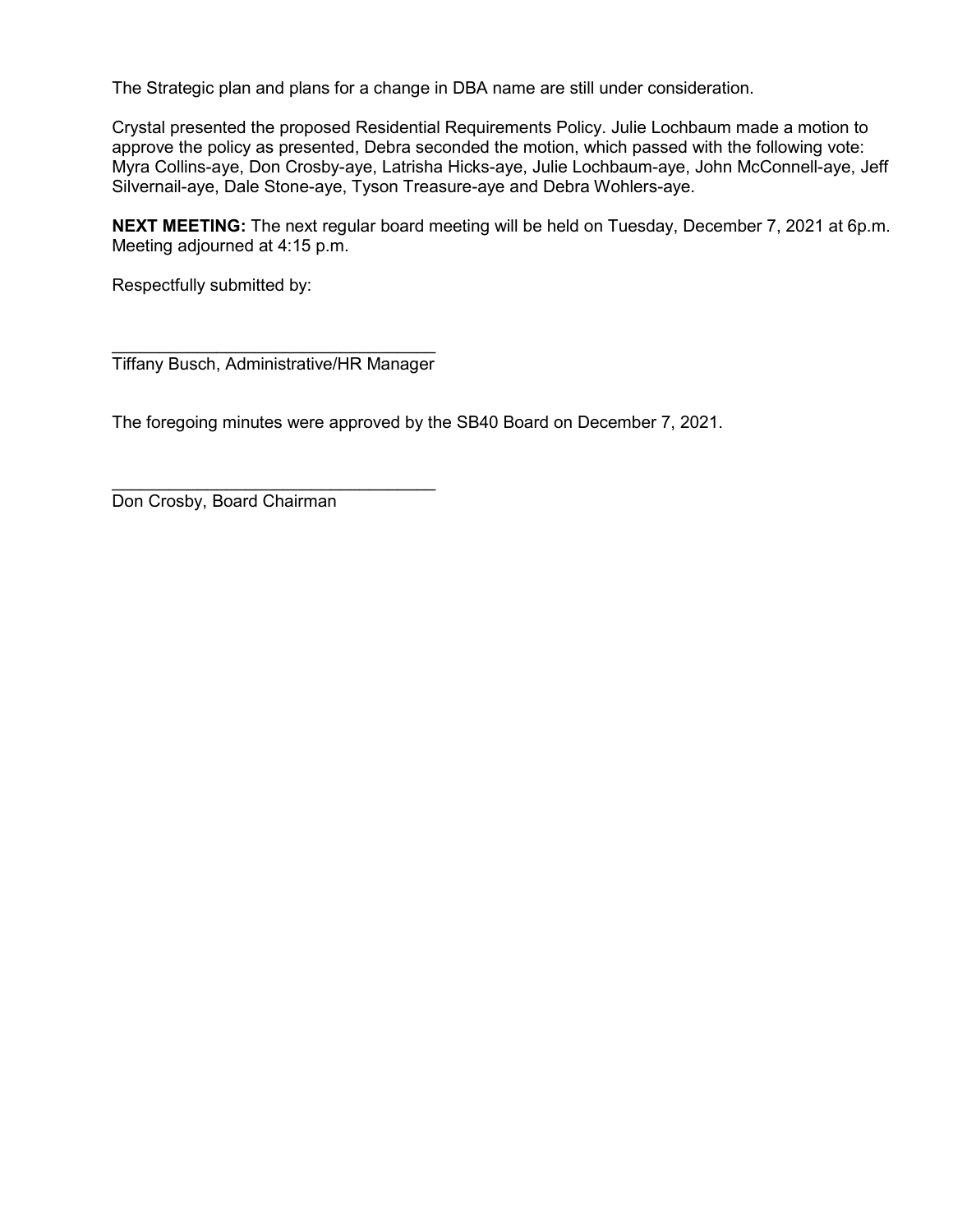The Strategic plan and plans for a change in DBA name are still under consideration.

Crystal presented the proposed Residential Requirements Policy. Julie Lochbaum made a motion to approve the policy as presented, Debra seconded the motion, which passed with the following vote: Myra Collins-aye, Don Crosby-aye, Latrisha Hicks-aye, Julie Lochbaum-aye, John McConnell-aye, Jeff Silvernail-aye, Dale Stone-aye, Tyson Treasure-aye and Debra Wohlers-aye.

**NEXT MEETING:** The next regular board meeting will be held on Tuesday, December 7, 2021 at 6p.m. Meeting adjourned at 4:15 p.m.

Respectfully submitted by:

\_\_\_\_\_\_\_\_\_\_\_\_\_\_\_\_\_\_\_\_\_\_\_\_\_\_\_\_\_\_\_\_\_\_\_
Tiffany Busch, Administrative/HR Manager

The foregoing minutes were approved by the SB40 Board on December 7, 2021.

\_\_\_\_\_\_\_\_\_\_\_\_\_\_\_\_\_\_\_\_\_\_\_\_\_\_\_\_\_\_\_\_\_\_\_
Don Crosby, Board Chairman